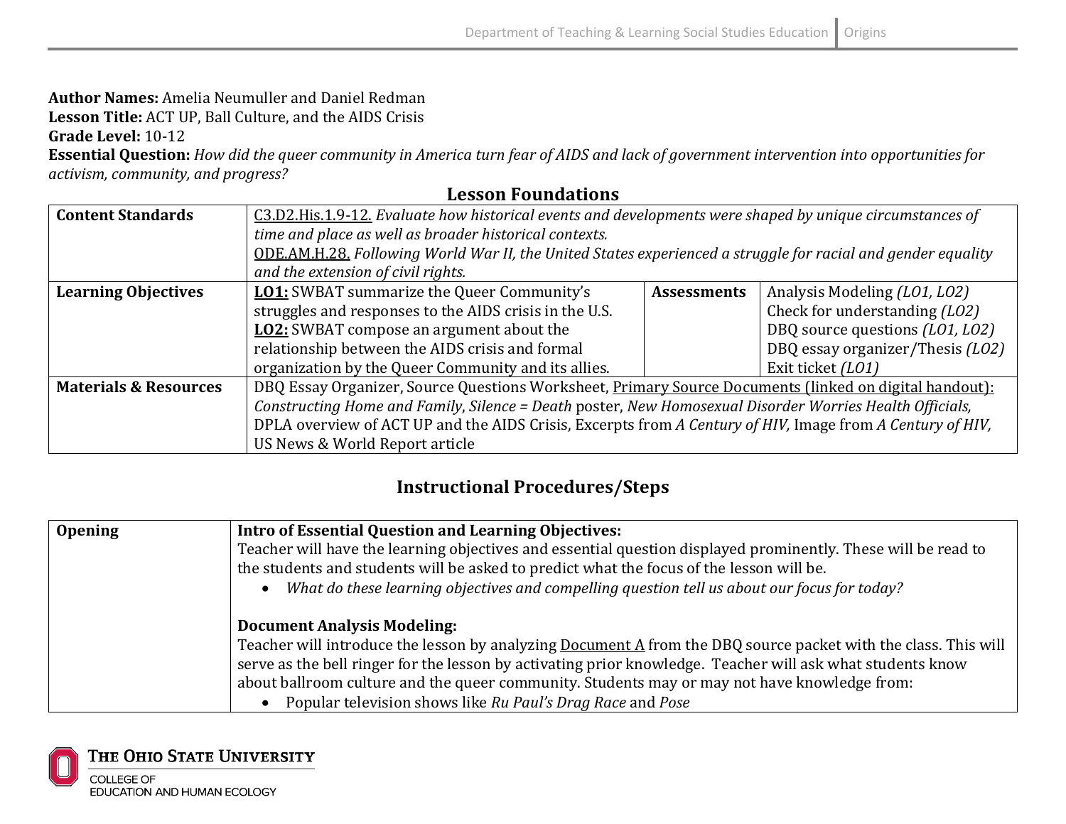**Author Names:** Amelia Neumuller and Daniel Redman
**Lesson Title:** ACT UP, Ball Culture, and the AIDS Crisis
**Grade Level:** 10-12
**Essential Question:** *How did the queer community in America turn fear of AIDS and lack of government intervention into opportunities for activism, community, and progress?*

## Lesson Foundations

| **Content Standards** | C3.D2.His.1.9-12. *Evaluate how historical events and developments were shaped by unique circumstances of time and place as well as broader historical contexts.*<br>ODE.AM.H.28. *Following World War II, the United States experienced a struggle for racial and gender equality and the extension of civil rights.* | | |
|---|---|---|---|
| **Learning Objectives** | **LO1:** SWBAT summarize the Queer Community's struggles and responses to the AIDS crisis in the U.S.<br>**LO2:** SWBAT compose an argument about the relationship between the AIDS crisis and formal organization by the Queer Community and its allies. | **Assessments** | Analysis Modeling *(LO1, LO2)*<br>Check for understanding *(LO2)*<br>DBQ source questions *(LO1, LO2)*<br>DBQ essay organizer/Thesis *(LO2)*<br>Exit ticket *(LO1)* |
| **Materials & Resources** | DBQ Essay Organizer, Source Questions Worksheet, Primary Source Documents (linked on digital handout): *Constructing Home and Family*, *Silence = Death* poster, *New Homosexual Disorder Worries Health Officials,* DPLA overview of ACT UP and the AIDS Crisis, Excerpts from *A Century of HIV,* Image from *A Century of HIV,* US News & World Report article | | |

## Instructional Procedures/Steps

| **Opening** | **Intro of Essential Question and Learning Objectives:**<br>Teacher will have the learning objectives and essential question displayed prominently. These will be read to the students and students will be asked to predict what the focus of the lesson will be.<br>• *What do these learning objectives and compelling question tell us about our focus for today?*<br><br>**Document Analysis Modeling:**<br>Teacher will introduce the lesson by analyzing Document A from the DBQ source packet with the class. This will serve as the bell ringer for the lesson by activating prior knowledge. Teacher will ask what students know about ballroom culture and the queer community. Students may or may not have knowledge from:<br>• Popular television shows like *Ru Paul's Drag Race* and *Pose* |
|---|---|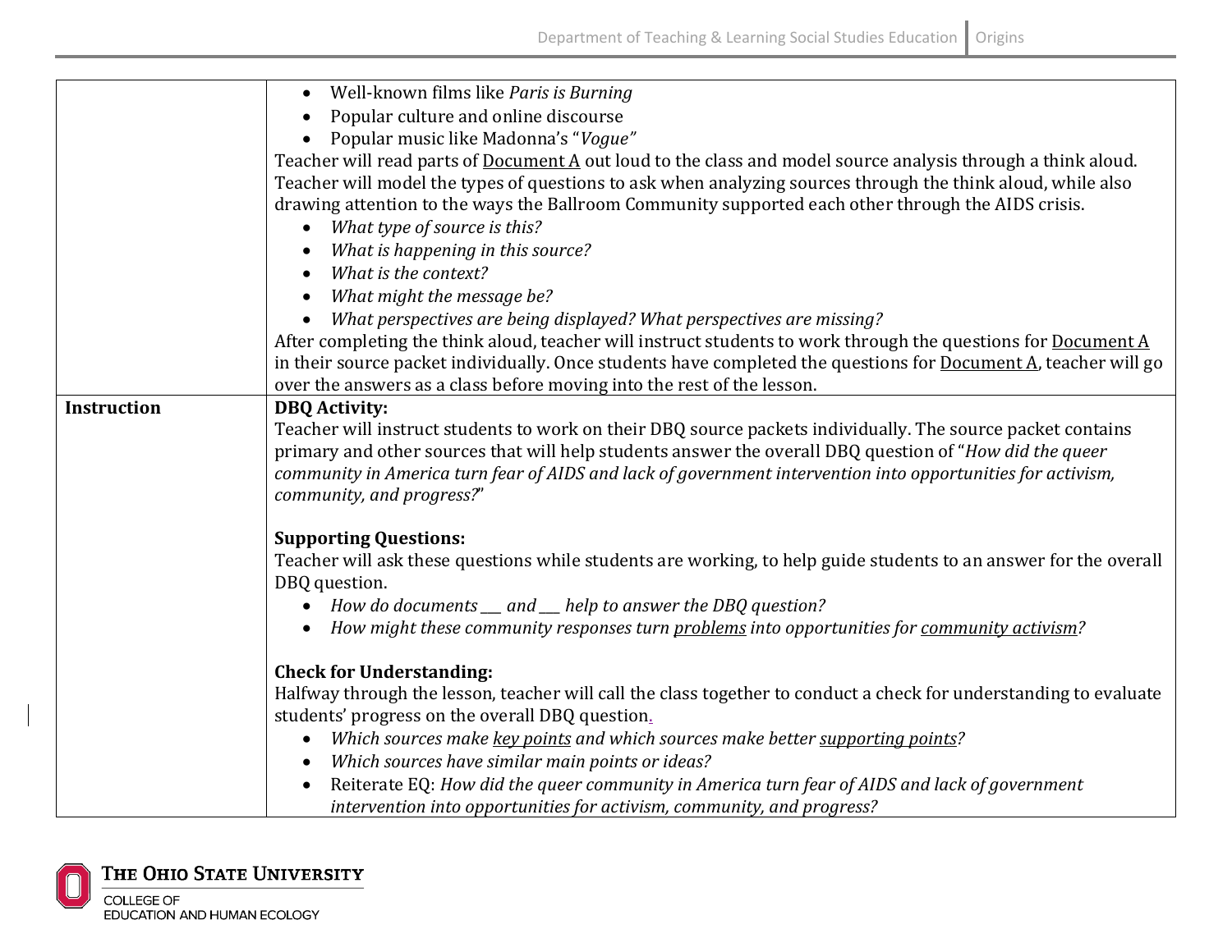| | |
|---|---|
| | • Well-known films like *Paris is Burning*<br>• Popular culture and online discourse<br>• Popular music like Madonna's "*Vogue"*<br>Teacher will read parts of <u>Document A</u> out loud to the class and model source analysis through a think aloud. Teacher will model the types of questions to ask when analyzing sources through the think aloud, while also drawing attention to the ways the Ballroom Community supported each other through the AIDS crisis.<br>• *What type of source is this?*<br>• *What is happening in this source?*<br>• *What is the context?*<br>• *What might the message be?*<br>• *What perspectives are being displayed? What perspectives are missing?*<br>After completing the think aloud, teacher will instruct students to work through the questions for <u>Document A</u> in their source packet individually. Once students have completed the questions for <u>Document A</u>, teacher will go over the answers as a class before moving into the rest of the lesson. |
| **Instruction** | **DBQ Activity:**<br>Teacher will instruct students to work on their DBQ source packets individually. The source packet contains primary and other sources that will help students answer the overall DBQ question of "*How did the queer community in America turn fear of AIDS and lack of government intervention into opportunities for activism, community, and progress?*"<br><br>**Supporting Questions:**<br>Teacher will ask these questions while students are working, to help guide students to an answer for the overall DBQ question.<br>• *How do documents ___ and ___ help to answer the DBQ question?*<br>• *How might these community responses turn <u>problems</u> into opportunities for <u>community activism</u>?*<br><br>**Check for Understanding:**<br>Halfway through the lesson, teacher will call the class together to conduct a check for understanding to evaluate students' progress on the overall DBQ question.<br>• *Which sources make <u>key points</u> and which sources make better <u>supporting points</u>?*<br>• *Which sources have similar main points or ideas?*<br>• Reiterate EQ: *How did the queer community in America turn fear of AIDS and lack of government intervention into opportunities for activism, community, and progress?* |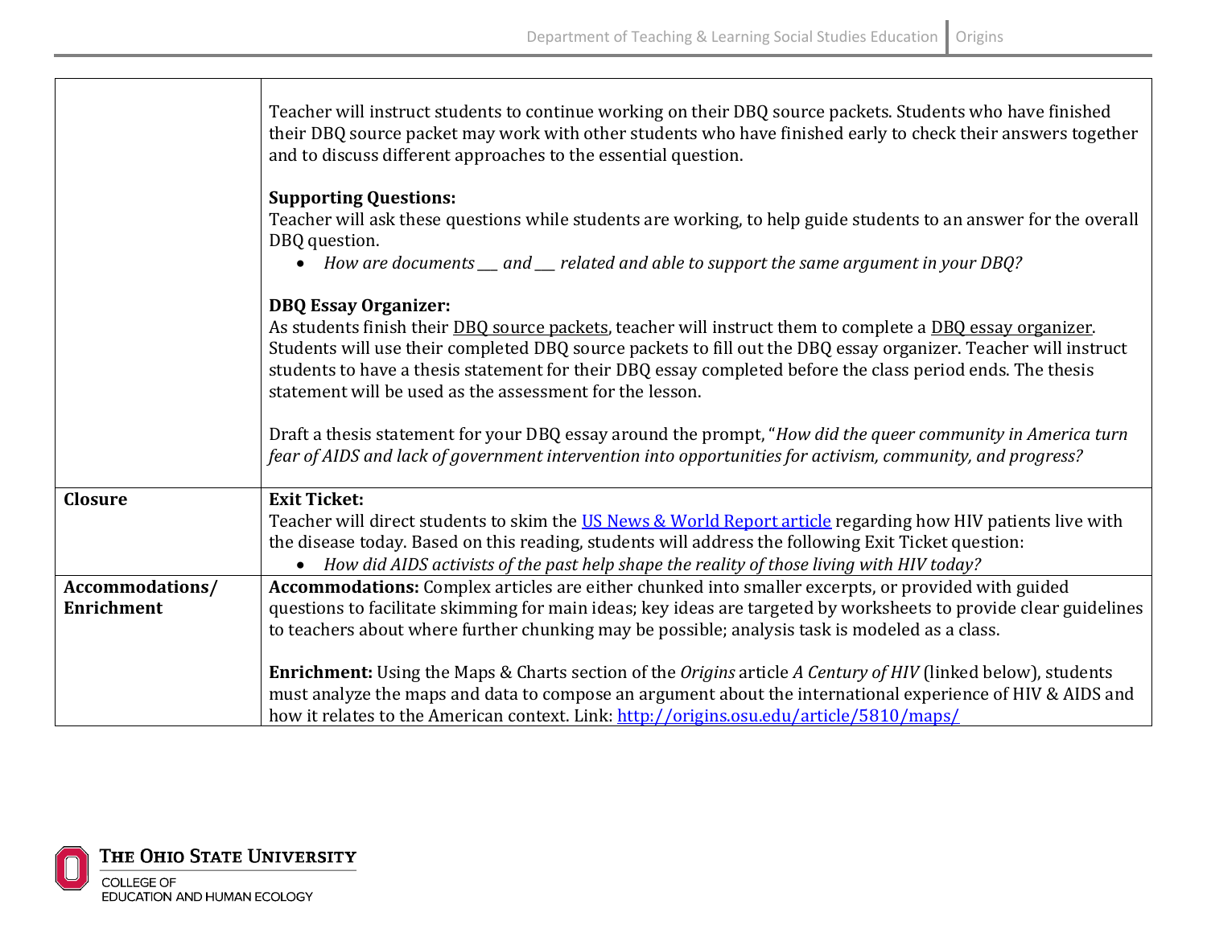| | |
|---|---|
| | Teacher will instruct students to continue working on their DBQ source packets. Students who have finished their DBQ source packet may work with other students who have finished early to check their answers together and to discuss different approaches to the essential question.<br><br>**Supporting Questions:**<br>Teacher will ask these questions while students are working, to help guide students to an answer for the overall DBQ question.<br>• *How are documents ___ and ___ related and able to support the same argument in your DBQ?*<br><br>**DBQ Essay Organizer:**<br>As students finish their DBQ source packets, teacher will instruct them to complete a DBQ essay organizer. Students will use their completed DBQ source packets to fill out the DBQ essay organizer. Teacher will instruct students to have a thesis statement for their DBQ essay completed before the class period ends. The thesis statement will be used as the assessment for the lesson.<br><br>Draft a thesis statement for your DBQ essay around the prompt, "*How did the queer community in America turn fear of AIDS and lack of government intervention into opportunities for activism, community, and progress?* |
| **Closure** | **Exit Ticket:**<br>Teacher will direct students to skim the US News & World Report article regarding how HIV patients live with the disease today. Based on this reading, students will address the following Exit Ticket question:<br>• *How did AIDS activists of the past help shape the reality of those living with HIV today?* |
| **Accommodations/ Enrichment** | **Accommodations:** Complex articles are either chunked into smaller excerpts, or provided with guided questions to facilitate skimming for main ideas; key ideas are targeted by worksheets to provide clear guidelines to teachers about where further chunking may be possible; analysis task is modeled as a class.<br><br>**Enrichment:** Using the Maps & Charts section of the *Origins* article *A Century of HIV* (linked below), students must analyze the maps and data to compose an argument about the international experience of HIV & AIDS and how it relates to the American context. Link: http://origins.osu.edu/article/5810/maps/ |